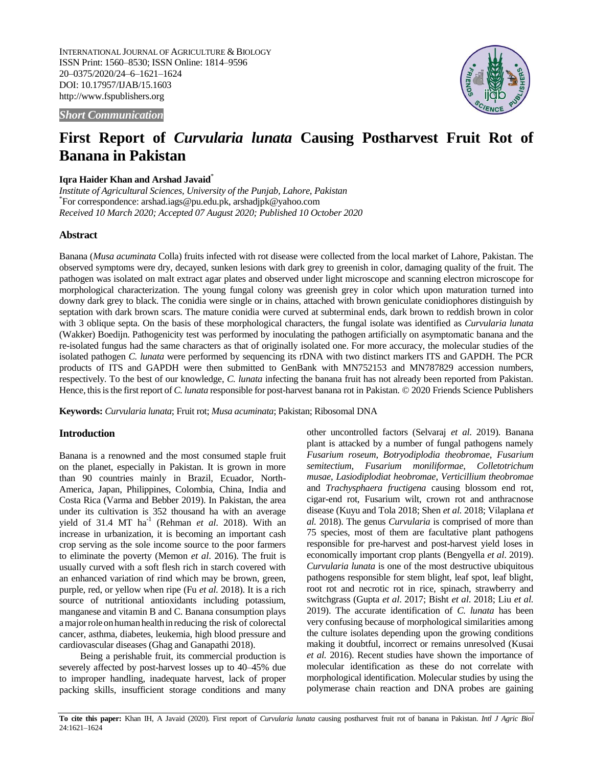INTERNATIONAL JOURNAL OF AGRICULTURE & BIOLOGY
ISSN Print: 1560–8530; ISSN Online: 1814–9596
20–0375/2020/24–6–1621–1624
DOI: 10.17957/IJAB/15.1603
http://www.fspublishers.org

***Short Communication***

# First Report of *Curvularia lunata* Causing Postharvest Fruit Rot of Banana in Pakistan

**Iqra Haider Khan and Arshad Javaid***

*Institute of Agricultural Sciences, University of the Punjab, Lahore, Pakistan*
*For correspondence: arshad.iags@pu.edu.pk, arshadjpk@yahoo.com
*Received 10 March 2020; Accepted 07 August 2020; Published 10 October 2020*

## Abstract

Banana (*Musa acuminata* Colla) fruits infected with rot disease were collected from the local market of Lahore, Pakistan. The observed symptoms were dry, decayed, sunken lesions with dark grey to greenish in color, damaging quality of the fruit. The pathogen was isolated on malt extract agar plates and observed under light microscope and scanning electron microscope for morphological characterization. The young fungal colony was greenish grey in color which upon maturation turned into downy dark grey to black. The conidia were single or in chains, attached with brown geniculate conidiophores distinguish by septation with dark brown scars. The mature conidia were curved at subterminal ends, dark brown to reddish brown in color with 3 oblique septa. On the basis of these morphological characters, the fungal isolate was identified as *Curvularia lunata* (Wakker) Boedijn. Pathogenicity test was performed by inoculating the pathogen artificially on asymptomatic banana and the re-isolated fungus had the same characters as that of originally isolated one. For more accuracy, the molecular studies of the isolated pathogen *C. lunata* were performed by sequencing its rDNA with two distinct markers ITS and GAPDH. The PCR products of ITS and GAPDH were then submitted to GenBank with MN752153 and MN787829 accession numbers, respectively. To the best of our knowledge, *C. lunata* infecting the banana fruit has not already been reported from Pakistan. Hence, this is the first report of *C. lunata* responsible for post-harvest banana rot in Pakistan. © 2020 Friends Science Publishers

**Keywords:** *Curvularia lunata*; Fruit rot; *Musa acuminata*; Pakistan; Ribosomal DNA

## Introduction

Banana is a renowned and the most consumed staple fruit on the planet, especially in Pakistan. It is grown in more than 90 countries mainly in Brazil, Ecuador, North-America, Japan, Philippines, Colombia, China, India and Costa Rica (Varma and Bebber 2019). In Pakistan, the area under its cultivation is 352 thousand ha with an average yield of 31.4 MT ha$^{-1}$ (Rehman *et al*. 2018). With an increase in urbanization, it is becoming an important cash crop serving as the sole income source to the poor farmers to eliminate the poverty (Memon *et al*. 2016). The fruit is usually curved with a soft flesh rich in starch covered with an enhanced variation of rind which may be brown, green, purple, red, or yellow when ripe (Fu *et al.* 2018). It is a rich source of nutritional antioxidants including potassium, manganese and vitamin B and C. Banana consumption plays a major role on human health in reducing the risk of colorectal cancer, asthma, diabetes, leukemia, high blood pressure and cardiovascular diseases (Ghag and Ganapathi 2018).

Being a perishable fruit, its commercial production is severely affected by post-harvest losses up to 40–45% due to improper handling, inadequate harvest, lack of proper packing skills, insufficient storage conditions and many other uncontrolled factors (Selvaraj *et al*. 2019). Banana plant is attacked by a number of fungal pathogens namely *Fusarium roseum*, *Botryodiplodia theobromae*, *Fusarium semitectium*, *Fusarium moniliformae*, *Colletotrichum musae*, *Lasiodiplodiat heobromae*, *Verticillium theobromae* and *Trachysphaera fructigena* causing blossom end rot, cigar-end rot, Fusarium wilt, crown rot and anthracnose disease (Kuyu and Tola 2018; Shen *et al.* 2018; Vilaplana *et al.* 2018). The genus *Curvularia* is comprised of more than 75 species, most of them are facultative plant pathogens responsible for pre-harvest and post-harvest yield loses in economically important crop plants (Bengyella *et al*. 2019). *Curvularia lunata* is one of the most destructive ubiquitous pathogens responsible for stem blight, leaf spot, leaf blight, root rot and necrotic rot in rice, spinach, strawberry and switchgrass (Gupta *et al*. 2017; Bisht *et al*. 2018; Liu *et al.* 2019). The accurate identification of *C. lunata* has been very confusing because of morphological similarities among the culture isolates depending upon the growing conditions making it doubtful, incorrect or remains unresolved (Kusai *et al.* 2016). Recent studies have shown the importance of molecular identification as these do not correlate with morphological identification. Molecular studies by using the polymerase chain reaction and DNA probes are gaining

**To cite this paper:** Khan IH, A Javaid (2020). First report of *Curvularia lunata* causing postharvest fruit rot of banana in Pakistan. *Intl J Agric Biol* 24:1621–1624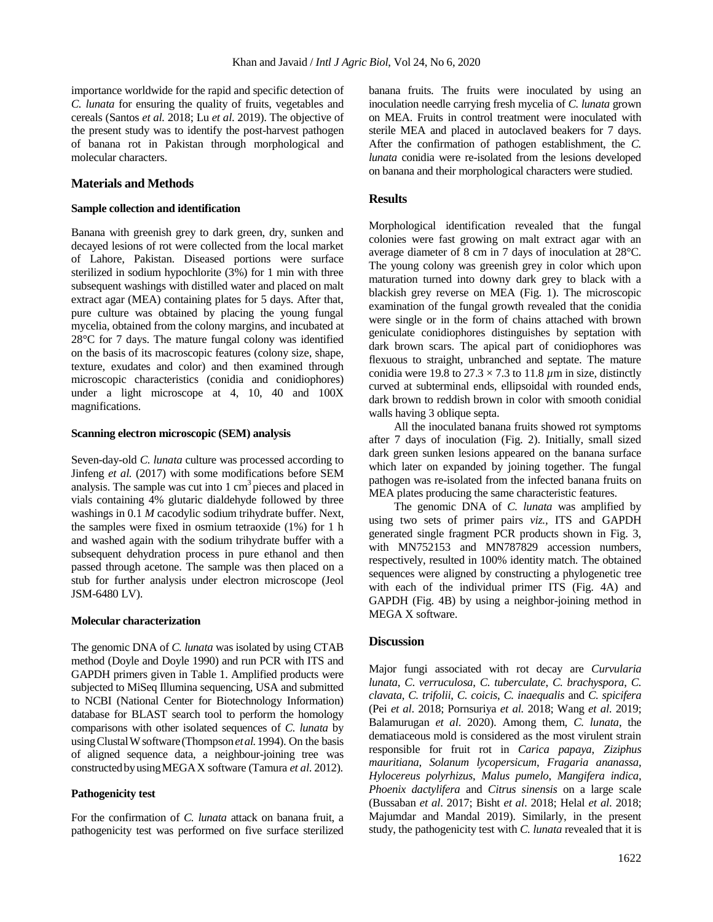importance worldwide for the rapid and specific detection of *C. lunata* for ensuring the quality of fruits, vegetables and cereals (Santos *et al.* 2018; Lu *et al.* 2019). The objective of the present study was to identify the post-harvest pathogen of banana rot in Pakistan through morphological and molecular characters.

## Materials and Methods

### Sample collection and identification

Banana with greenish grey to dark green, dry, sunken and decayed lesions of rot were collected from the local market of Lahore, Pakistan. Diseased portions were surface sterilized in sodium hypochlorite (3%) for 1 min with three subsequent washings with distilled water and placed on malt extract agar (MEA) containing plates for 5 days. After that, pure culture was obtained by placing the young fungal mycelia, obtained from the colony margins, and incubated at 28°C for 7 days. The mature fungal colony was identified on the basis of its macroscopic features (colony size, shape, texture, exudates and color) and then examined through microscopic characteristics (conidia and conidiophores) under a light microscope at 4, 10, 40 and 100X magnifications.

### Scanning electron microscopic (SEM) analysis

Seven-day-old *C. lunata* culture was processed according to Jinfeng *et al.* (2017) with some modifications before SEM analysis. The sample was cut into 1 $cm^3$ pieces and placed in vials containing 4% glutaric dialdehyde followed by three washings in 0.1 *M* cacodylic sodium trihydrate buffer. Next, the samples were fixed in osmium tetraoxide (1%) for 1 h and washed again with the sodium trihydrate buffer with a subsequent dehydration process in pure ethanol and then passed through acetone. The sample was then placed on a stub for further analysis under electron microscope (Jeol JSM-6480 LV).

### Molecular characterization

The genomic DNA of *C. lunata* was isolated by using CTAB method (Doyle and Doyle 1990) and run PCR with ITS and GAPDH primers given in Table 1. Amplified products were subjected to MiSeq Illumina sequencing, USA and submitted to NCBI (National Center for Biotechnology Information) database for BLAST search tool to perform the homology comparisons with other isolated sequences of *C. lunata* by using Clustal W software (Thompson *et al.* 1994). On the basis of aligned sequence data, a neighbour-joining tree was constructed by using MEGA X software (Tamura *et al.* 2012).

### Pathogenicity test

For the confirmation of *C. lunata* attack on banana fruit, a pathogenicity test was performed on five surface sterilized banana fruits. The fruits were inoculated by using an inoculation needle carrying fresh mycelia of *C. lunata* grown on MEA. Fruits in control treatment were inoculated with sterile MEA and placed in autoclaved beakers for 7 days. After the confirmation of pathogen establishment, the *C. lunata* conidia were re-isolated from the lesions developed on banana and their morphological characters were studied.

## Results

Morphological identification revealed that the fungal colonies were fast growing on malt extract agar with an average diameter of 8 cm in 7 days of inoculation at 28°C. The young colony was greenish grey in color which upon maturation turned into downy dark grey to black with a blackish grey reverse on MEA (Fig. 1). The microscopic examination of the fungal growth revealed that the conidia were single or in the form of chains attached with brown geniculate conidiophores distinguishes by septation with dark brown scars. The apical part of conidiophores was flexuous to straight, unbranched and septate. The mature conidia were 19.8 to 27.3 × 7.3 to 11.8 $\mu$m in size, distinctly curved at subterminal ends, ellipsoidal with rounded ends, dark brown to reddish brown in color with smooth conidial walls having 3 oblique septa.

All the inoculated banana fruits showed rot symptoms after 7 days of inoculation (Fig. 2). Initially, small sized dark green sunken lesions appeared on the banana surface which later on expanded by joining together. The fungal pathogen was re-isolated from the infected banana fruits on MEA plates producing the same characteristic features.

The genomic DNA of *C. lunata* was amplified by using two sets of primer pairs *viz.,* ITS and GAPDH generated single fragment PCR products shown in Fig. 3, with MN752153 and MN787829 accession numbers, respectively, resulted in 100% identity match. The obtained sequences were aligned by constructing a phylogenetic tree with each of the individual primer ITS (Fig. 4A) and GAPDH (Fig. 4B) by using a neighbor-joining method in MEGA X software.

## Discussion

Major fungi associated with rot decay are *Curvularia lunata*, *C. verruculosa*, *C. tuberculate*, *C. brachyspora*, *C. clavata*, *C. trifolii*, *C. coicis*, *C. inaequalis* and *C. spicifera* (Pei *et al.* 2018; Pornsuriya *et al.* 2018; Wang *et al.* 2019; Balamurugan *et al.* 2020). Among them, *C. lunata*, the dematiaceous mold is considered as the most virulent strain responsible for fruit rot in *Carica papaya*, *Ziziphus mauritiana*, *Solanum lycopersicum*, *Fragaria ananassa*, *Hylocereus polyrhizus*, *Malus pumelo*, *Mangifera indica*, *Phoenix dactylifera* and *Citrus sinensis* on a large scale (Bussaban *et al.* 2017; Bisht *et al.* 2018; Helal *et al.* 2018; Majumdar and Mandal 2019). Similarly, in the present study, the pathogenicity test with *C. lunata* revealed that it is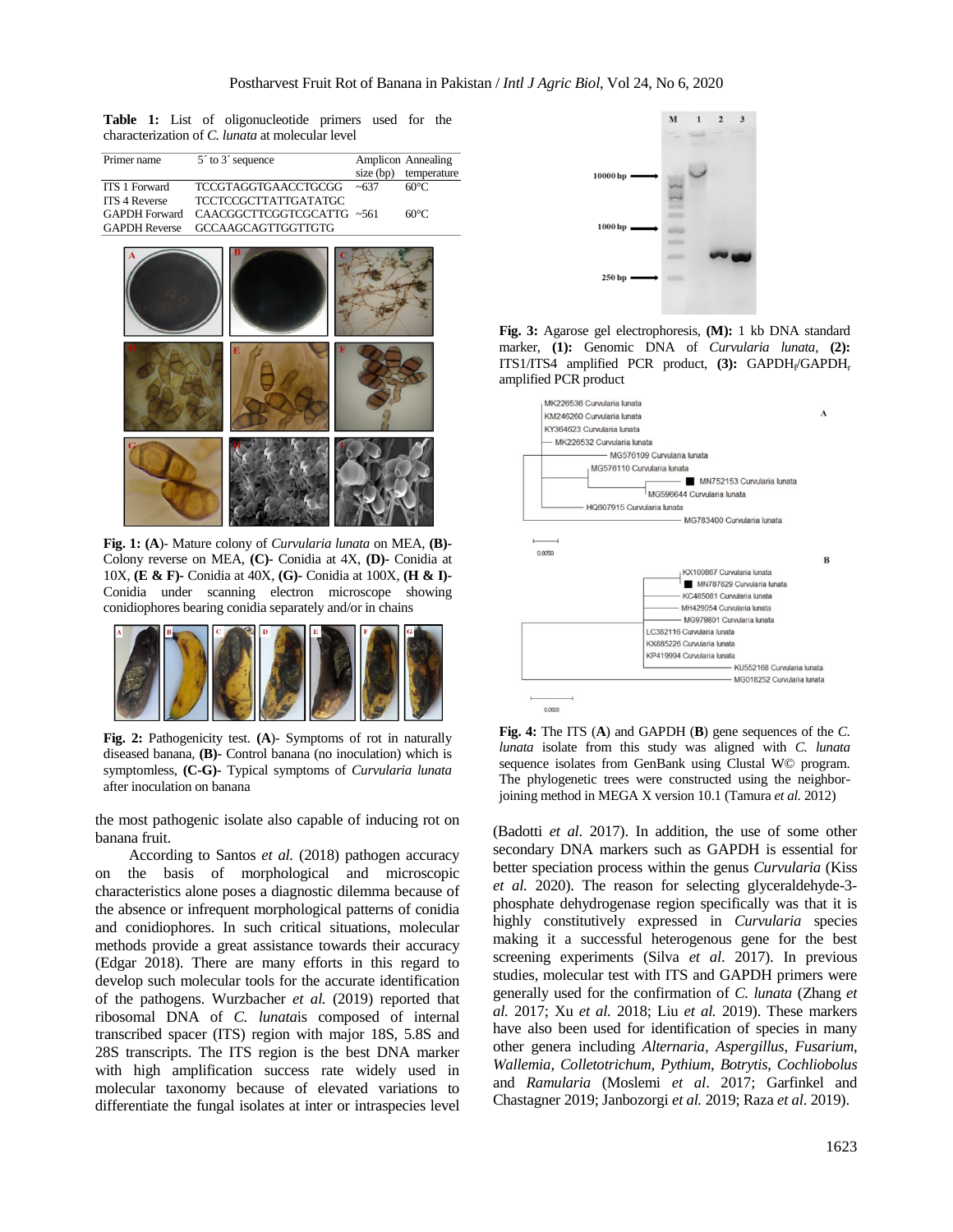**Table 1:** List of oligonucleotide primers used for the characterization of *C. lunata* at molecular level

| Primer name | 5´ to 3´ sequence | Amplicon size (bp) | Annealing temperature |
|---|---|---|---|
| ITS 1 Forward | TCCGTAGGTGAACCTGCGG | ~637 | 60°C |
| ITS 4 Reverse | TCCTCCGCTTATTGATATGC | | |
| GAPDH Forward | CAACGGCTTCGGTCGCATTG | ~561 | 60°C |
| GAPDH Reverse | GCCAAGCAGTTGGTTGTG | | |

**Fig. 1: (A)**- Mature colony of *Curvularia lunata* on MEA, **(B)**- Colony reverse on MEA, **(C)**- Conidia at 4X, **(D)**- Conidia at 10X, **(E & F)**- Conidia at 40X, **(G)**- Conidia at 100X, **(H & I)**- Conidia under scanning electron microscope showing conidiophores bearing conidia separately and/or in chains

**Fig. 2:** Pathogenicity test. **(A)**- Symptoms of rot in naturally diseased banana, **(B)**- Control banana (no inoculation) which is symptomless, **(C-G)**- Typical symptoms of *Curvularia lunata* after inoculation on banana

the most pathogenic isolate also capable of inducing rot on banana fruit.

According to Santos *et al.* (2018) pathogen accuracy on the basis of morphological and microscopic characteristics alone poses a diagnostic dilemma because of the absence or infrequent morphological patterns of conidia and conidiophores. In such critical situations, molecular methods provide a great assistance towards their accuracy (Edgar 2018). There are many efforts in this regard to develop such molecular tools for the accurate identification of the pathogens. Wurzbacher *et al.* (2019) reported that ribosomal DNA of *C. lunata*is composed of internal transcribed spacer (ITS) region with major 18S, 5.8S and 28S transcripts. The ITS region is the best DNA marker with high amplification success rate widely used in molecular taxonomy because of elevated variations to differentiate the fungal isolates at inter or intraspecies level

**Fig. 3:** Agarose gel electrophoresis, **(M):** 1 kb DNA standard marker, **(1):** Genomic DNA of *Curvularia lunata*, **(2):** ITS1/ITS4 amplified PCR product, **(3):** $GAPDH_f$/$GAPDH_r$ amplified PCR product

**Fig. 4:** The ITS (**A**) and GAPDH (**B**) gene sequences of the *C. lunata* isolate from this study was aligned with *C. lunata* sequence isolates from GenBank using Clustal W© program. The phylogenetic trees were constructed using the neighbor-joining method in MEGA X version 10.1 (Tamura *et al.* 2012)

(Badotti *et al*. 2017). In addition, the use of some other secondary DNA markers such as GAPDH is essential for better speciation process within the genus *Curvularia* (Kiss *et al.* 2020). The reason for selecting glyceraldehyde-3-phosphate dehydrogenase region specifically was that it is highly constitutively expressed in *Curvularia* species making it a successful heterogenous gene for the best screening experiments (Silva *et al*. 2017). In previous studies, molecular test with ITS and GAPDH primers were generally used for the confirmation of *C. lunata* (Zhang *et al.* 2017; Xu *et al.* 2018; Liu *et al.* 2019). These markers have also been used for identification of species in many other genera including *Alternaria*, *Aspergillus*, *Fusarium*, *Wallemia*, *Colletotrichum*, *Pythium*, *Botrytis*, *Cochliobolus* and *Ramularia* (Moslemi *et al*. 2017; Garfinkel and Chastagner 2019; Janbozorgi *et al.* 2019; Raza *et al*. 2019).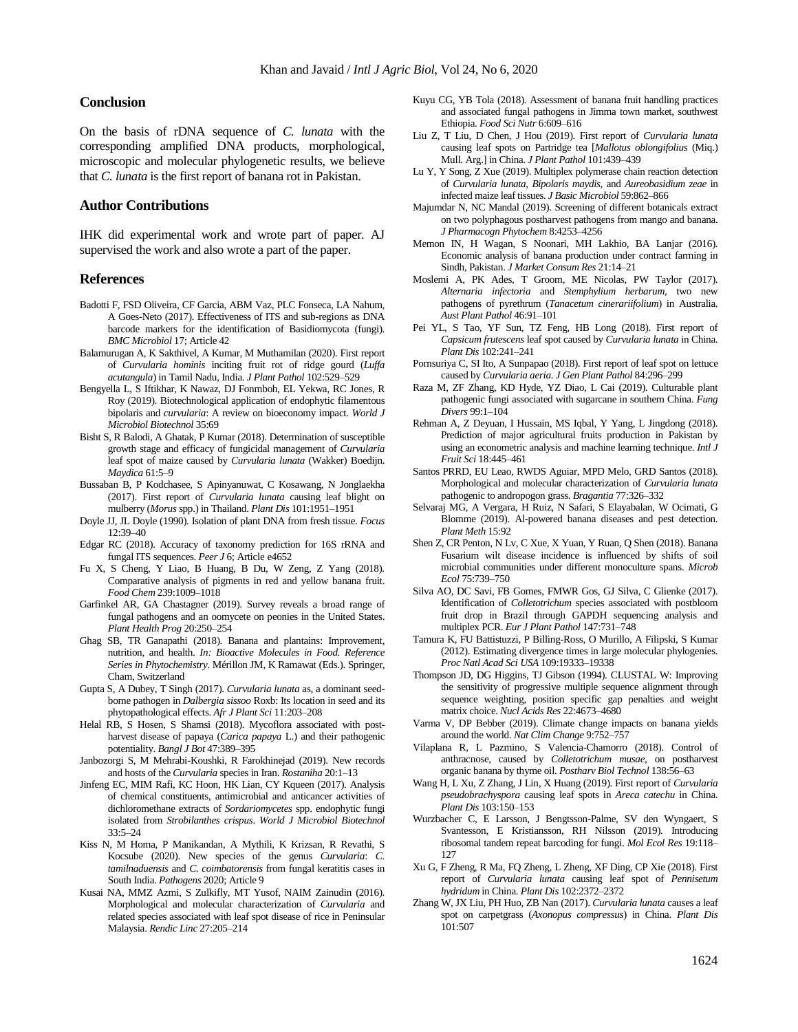## Conclusion

On the basis of rDNA sequence of *C. lunata* with the corresponding amplified DNA products, morphological, microscopic and molecular phylogenetic results, we believe that *C. lunata* is the first report of banana rot in Pakistan.

## Author Contributions

IHK did experimental work and wrote part of paper. AJ supervised the work and also wrote a part of the paper.

## References

Badotti F, FSD Oliveira, CF Garcia, ABM Vaz, PLC Fonseca, LA Nahum, A Goes-Neto (2017). Effectiveness of ITS and sub-regions as DNA barcode markers for the identification of Basidiomycota (fungi). *BMC Microbiol* 17; Article 42

Balamurugan A, K Sakthivel, A Kumar, M Muthamilan (2020). First report of *Curvularia hominis* inciting fruit rot of ridge gourd (*Luffa acutangula*) in Tamil Nadu, India. *J Plant Pathol* 102:529–529

Bengyella L, S Iftikhar, K Nawaz, DJ Fonmboh, EL Yekwa, RC Jones, R Roy (2019). Biotechnological application of endophytic filamentous bipolaris and *curvularia*: A review on bioeconomy impact. *World J Microbiol Biotechnol* 35:69

Bisht S, R Balodi, A Ghatak, P Kumar (2018). Determination of susceptible growth stage and efficacy of fungicidal management of *Curvularia* leaf spot of maize caused by *Curvularia lunata* (Wakker) Boedijn. *Maydica* 61:5–9

Bussaban B, P Kodchasee, S Apinyanuwat, C Kosawang, N Jonglaekha (2017). First report of *Curvularia lunata* causing leaf blight on mulberry (*Morus* spp.) in Thailand. *Plant Dis* 101:1951–1951

Doyle JJ, JL Doyle (1990). Isolation of plant DNA from fresh tissue. *Focus* 12:39–40

Edgar RC (2018). Accuracy of taxonomy prediction for 16S rRNA and fungal ITS sequences. *Peer J* 6; Article e4652

Fu X, S Cheng, Y Liao, B Huang, B Du, W Zeng, Z Yang (2018). Comparative analysis of pigments in red and yellow banana fruit. *Food Chem* 239:1009–1018

Garfinkel AR, GA Chastagner (2019). Survey reveals a broad range of fungal pathogens and an oomycete on peonies in the United States. *Plant Health Prog* 20:250–254

Ghag SB, TR Ganapathi (2018). Banana and plantains: Improvement, nutrition, and health. *In: Bioactive Molecules in Food. Reference Series in Phytochemistry*. Mérillon JM, K Ramawat (Eds.). Springer, Cham, Switzerland

Gupta S, A Dubey, T Singh (2017). *Curvularia lunata* as, a dominant seed-borne pathogen in *Dalbergia sissoo* Roxb: Its location in seed and its phytopathological effects. *Afr J Plant Sci* 11:203–208

Helal RB, S Hosen, S Shamsi (2018). Mycoflora associated with post-harvest disease of papaya (*Carica papaya* L.) and their pathogenic potentiality. *Bangl J Bot* 47:389–395

Janbozorgi S, M Mehrabi-Koushki, R Farokhinejad (2019). New records and hosts of the *Curvularia* species in Iran. *Rostaniha* 20:1–13

Jinfeng EC, MIM Rafi, KC Hoon, HK Lian, CY Kqueen (2017). Analysis of chemical constituents, antimicrobial and anticancer activities of dichloromethane extracts of *Sordariomycetes* spp. endophytic fungi isolated from *Strobilanthes crispus*. *World J Microbiol Biotechnol* 33:5–24

Kiss N, M Homa, P Manikandan, A Mythili, K Krizsan, R Revathi, S Kocsube (2020). New species of the genus *Curvularia*: *C. tamilnaduensis* and *C. coimbatorensis* from fungal keratitis cases in South India. *Pathogens* 2020; Article 9

Kusai NA, MMZ Azmi, S Zulkifly, MT Yusof, NAIM Zainudin (2016). Morphological and molecular characterization of *Curvularia* and related species associated with leaf spot disease of rice in Peninsular Malaysia. *Rendic Linc* 27:205–214

Kuyu CG, YB Tola (2018). Assessment of banana fruit handling practices and associated fungal pathogens in Jimma town market, southwest Ethiopia. *Food Sci Nutr* 6:609–616

Liu Z, T Liu, D Chen, J Hou (2019). First report of *Curvularia lunata* causing leaf spots on Partridge tea [*Mallotus oblongifolius* (Miq.) Mull. Arg.] in China. *J Plant Pathol* 101:439–439

Lu Y, Y Song, Z Xue (2019). Multiplex polymerase chain reaction detection of *Curvularia lunata*, *Bipolaris maydis*, and *Aureobasidium zeae* in infected maize leaf tissues. *J Basic Microbiol* 59:862–866

Majumdar N, NC Mandal (2019). Screening of different botanicals extract on two polyphagous postharvest pathogens from mango and banana. *J Pharmacogn Phytochem* 8:4253–4256

Memon IN, H Wagan, S Noonari, MH Lakhio, BA Lanjar (2016). Economic analysis of banana production under contract farming in Sindh, Pakistan. *J Market Consum Res* 21:14–21

Moslemi A, PK Ades, T Groom, ME Nicolas, PW Taylor (2017). *Alternaria infectoria* and *Stemphylium herbarum*, two new pathogens of pyrethrum (*Tanacetum cinerariifolium*) in Australia. *Aust Plant Pathol* 46:91–101

Pei YL, S Tao, YF Sun, TZ Feng, HB Long (2018). First report of *Capsicum frutescens* leaf spot caused by *Curvularia lunata* in China. *Plant Dis* 102:241–241

Pornsuriya C, SI Ito, A Sunpapao (2018). First report of leaf spot on lettuce caused by *Curvularia aeria*. *J Gen Plant Pathol* 84:296–299

Raza M, ZF Zhang, KD Hyde, YZ Diao, L Cai (2019). Culturable plant pathogenic fungi associated with sugarcane in southern China. *Fung Divers* 99:1–104

Rehman A, Z Deyuan, I Hussain, MS Iqbal, Y Yang, L Jingdong (2018). Prediction of major agricultural fruits production in Pakistan by using an econometric analysis and machine learning technique. *Intl J Fruit Sci* 18:445–461

Santos PRRD, EU Leao, RWDS Aguiar, MPD Melo, GRD Santos (2018). Morphological and molecular characterization of *Curvularia lunata* pathogenic to andropogon grass. *Bragantia* 77:326–332

Selvaraj MG, A Vergara, H Ruiz, N Safari, S Elayabalan, W Ocimati, G Blomme (2019). AI-powered banana diseases and pest detection. *Plant Meth* 15:92

Shen Z, CR Penton, N Lv, C Xue, X Yuan, Y Ruan, Q Shen (2018). Banana Fusarium wilt disease incidence is influenced by shifts of soil microbial communities under different monoculture spans. *Microb Ecol* 75:739–750

Silva AO, DC Savi, FB Gomes, FMWR Gos, GJ Silva, C Glienke (2017). Identification of *Colletotrichum* species associated with postbloom fruit drop in Brazil through GAPDH sequencing analysis and multiplex PCR. *Eur J Plant Pathol* 147:731–748

Tamura K, FU Battistuzzi, P Billing-Ross, O Murillo, A Filipski, S Kumar (2012). Estimating divergence times in large molecular phylogenies. *Proc Natl Acad Sci USA* 109:19333–19338

Thompson JD, DG Higgins, TJ Gibson (1994). CLUSTAL W: Improving the sensitivity of progressive multiple sequence alignment through sequence weighting, position specific gap penalties and weight matrix choice. *Nucl Acids Res* 22:4673–4680

Varma V, DP Bebber (2019). Climate change impacts on banana yields around the world. *Nat Clim Change* 9:752–757

Vilaplana R, L Pazmino, S Valencia-Chamorro (2018). Control of anthracnose, caused by *Colletotrichum musae*, on postharvest organic banana by thyme oil. *Postharv Biol Technol* 138:56–63

Wang H, L Xu, Z Zhang, J Lin, X Huang (2019). First report of *Curvularia pseudobrachyspora* causing leaf spots in *Areca catechu* in China. *Plant Dis* 103:150–153

Wurzbacher C, E Larsson, J Bengtsson-Palme, SV den Wyngaert, S Svantesson, E Kristiansson, RH Nilsson (2019). Introducing ribosomal tandem repeat barcoding for fungi. *Mol Ecol Res* 19:118–127

Xu G, F Zheng, R Ma, FQ Zheng, L Zheng, XF Ding, CP Xie (2018). First report of *Curvularia lunata* causing leaf spot of *Pennisetum hydridum* in China. *Plant Dis* 102:2372–2372

Zhang W, JX Liu, PH Huo, ZB Nan (2017). *Curvularia lunata* causes a leaf spot on carpetgrass (*Axonopus compressus*) in China. *Plant Dis* 101:507